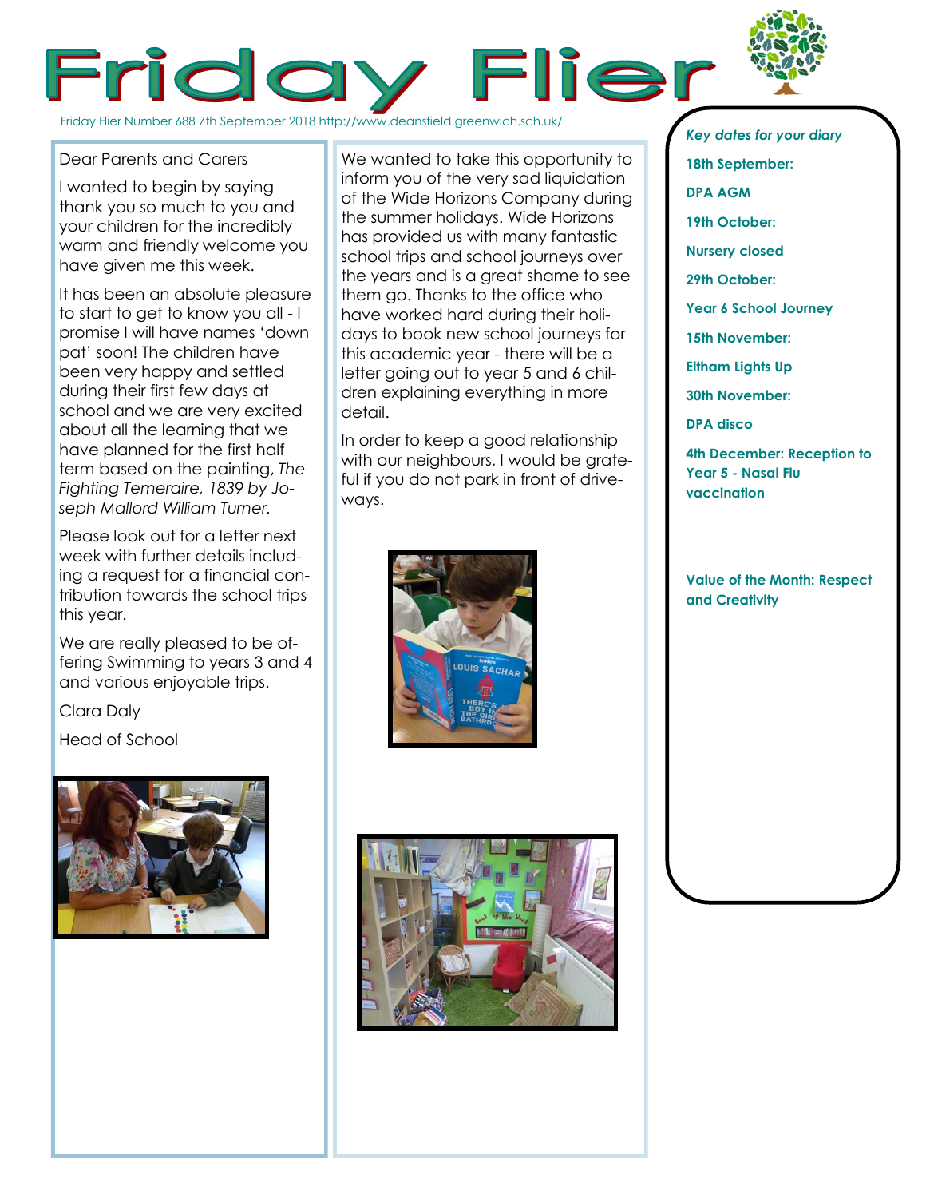# Friday Flier

Friday Flier Number 688 7th September 2018 http://www.deansfield.greenwich.sch.uk/

Dear Parents and Carers

I wanted to begin by saying thank you so much to you and your children for the incredibly warm and friendly welcome you have given me this week.

It has been an absolute pleasure to start to get to know you all - I promise I will have names 'down pat' soon! The children have been very happy and settled during their first few days at school and we are very excited about all the learning that we have planned for the first half term based on the painting, *The Fighting Temeraire, 1839 by Joseph Mallord William Turner.*

Please look out for a letter next week with further details including a request for a financial contribution towards the school trips this year.

We are really pleased to be offering Swimming to years 3 and 4 and various enjoyable trips.

Clara Daly

Head of School

We wanted to take this opportunity to inform you of the very sad liquidation of the Wide Horizons Company during the summer holidays. Wide Horizons has provided us with many fantastic school trips and school journeys over the years and is a great shame to see them go. Thanks to the office who have worked hard during their holidays to book new school journeys for this academic year - there will be a letter going out to year 5 and 6 children explaining everything in more detail.

In order to keep a good relationship with our neighbours, I would be grateful if you do not park in front of driveways.

***Key dates for your diary***

**18th September:**

**DPA AGM**

**19th October:**

**Nursery closed**

**29th October:**

**Year 6 School Journey**

**15th November:**

**Eltham Lights Up**

**30th November:**

**DPA disco**

**4th December: Reception to Year 5 - Nasal Flu vaccination**

**Value of the Month: Respect and Creativity**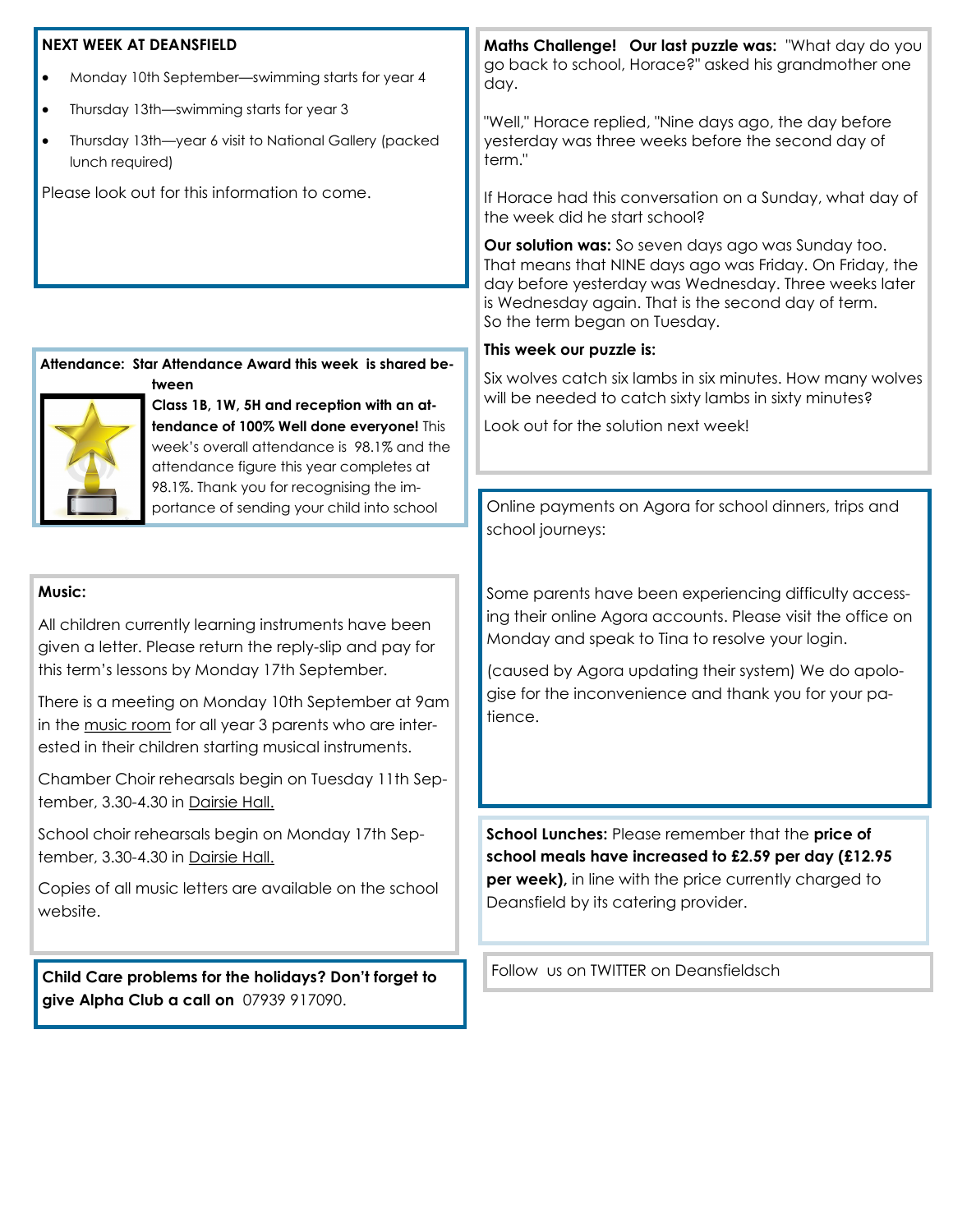## NEXT WEEK AT DEANSFIELD

- Monday 10th September—swimming starts for year 4
- Thursday 13th—swimming starts for year 3
- Thursday 13th—year 6 visit to National Gallery (packed lunch required)

Please look out for this information to come.

**Attendance: Star Attendance Award this week is shared between Class 1B, 1W, 5H and reception with an attendance of 100% Well done everyone!** This week's overall attendance is 98.1% and the attendance figure this year completes at 98.1%. Thank you for recognising the importance of sending your child into school

**Music:**

All children currently learning instruments have been given a letter. Please return the reply-slip and pay for this term's lessons by Monday 17th September.

There is a meeting on Monday 10th September at 9am in the music room for all year 3 parents who are interested in their children starting musical instruments.

Chamber Choir rehearsals begin on Tuesday 11th September, 3.30-4.30 in Dairsie Hall.

School choir rehearsals begin on Monday 17th September, 3.30-4.30 in Dairsie Hall.

Copies of all music letters are available on the school website.

**Child Care problems for the holidays? Don't forget to give Alpha Club a call on** 07939 917090.

**Maths Challenge! Our last puzzle was:** "What day do you go back to school, Horace?" asked his grandmother one day.

"Well," Horace replied, "Nine days ago, the day before yesterday was three weeks before the second day of term."

If Horace had this conversation on a Sunday, what day of the week did he start school?

**Our solution was:** So seven days ago was Sunday too. That means that NINE days ago was Friday. On Friday, the day before yesterday was Wednesday. Three weeks later is Wednesday again. That is the second day of term. So the term began on Tuesday.

**This week our puzzle is:**

Six wolves catch six lambs in six minutes. How many wolves will be needed to catch sixty lambs in sixty minutes?

Look out for the solution next week!

Online payments on Agora for school dinners, trips and school journeys:

Some parents have been experiencing difficulty accessing their online Agora accounts. Please visit the office on Monday and speak to Tina to resolve your login.

(caused by Agora updating their system) We do apologise for the inconvenience and thank you for your patience.

**School Lunches:** Please remember that the **price of school meals have increased to £2.59 per day (£12.95 per week),** in line with the price currently charged to Deansfield by its catering provider.

Follow us on TWITTER on Deansfieldsch